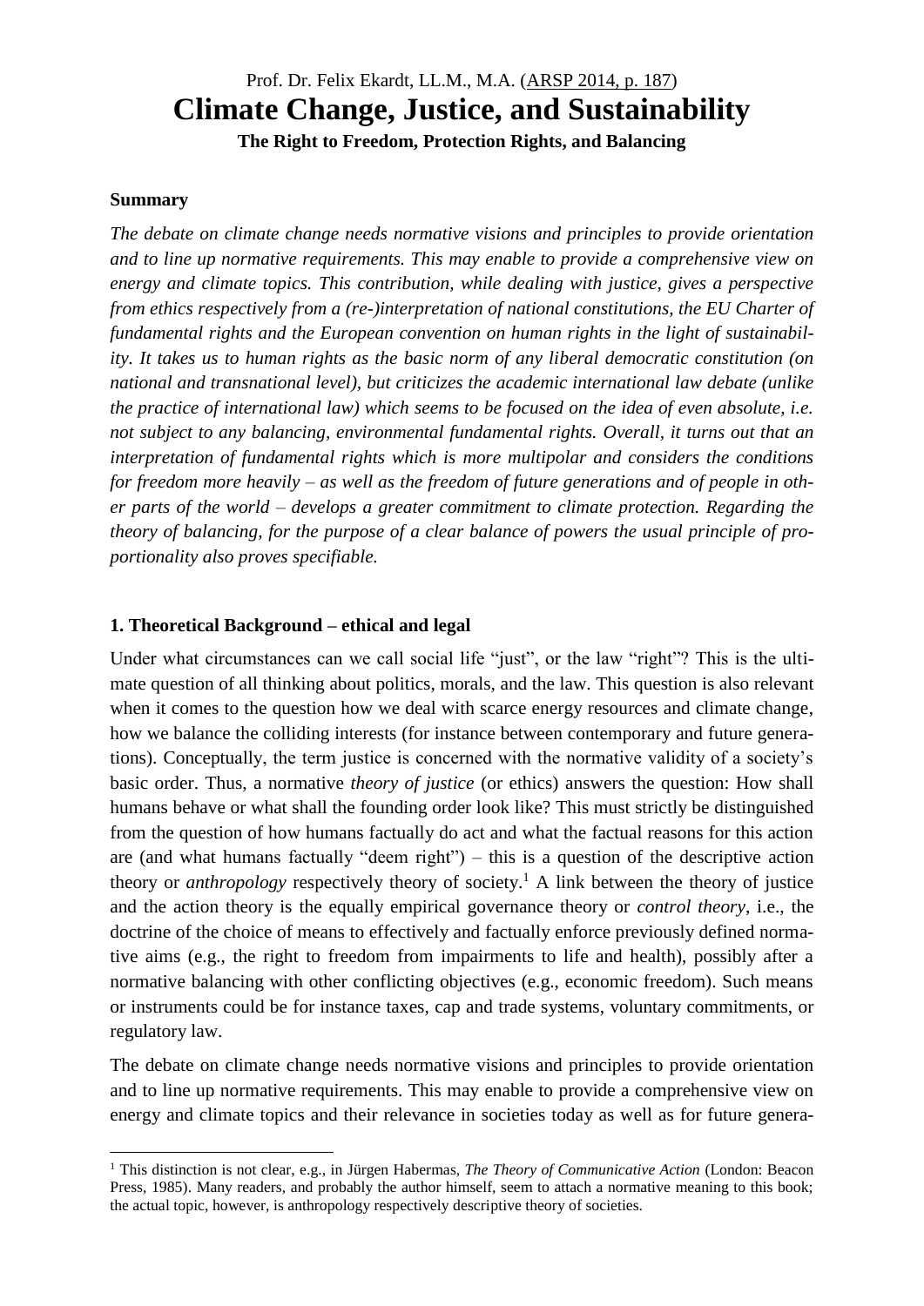Prof. Dr. Felix Ekardt, LL.M., M.A. ([ARSP 2014, p. 187](#))

# Climate Change, Justice, and Sustainability

**The Right to Freedom, Protection Rights, and Balancing**

**Summary**

*The debate on climate change needs normative visions and principles to provide orientation and to line up normative requirements. This may enable to provide a comprehensive view on energy and climate topics. This contribution, while dealing with justice, gives a perspective from ethics respectively from a (re-)interpretation of national constitutions, the EU Charter of fundamental rights and the European convention on human rights in the light of sustainability. It takes us to human rights as the basic norm of any liberal democratic constitution (on national and transnational level), but criticizes the academic international law debate (unlike the practice of international law) which seems to be focused on the idea of even absolute, i.e. not subject to any balancing, environmental fundamental rights. Overall, it turns out that an interpretation of fundamental rights which is more multipolar and considers the conditions for freedom more heavily – as well as the freedom of future generations and of people in other parts of the world – develops a greater commitment to climate protection. Regarding the theory of balancing, for the purpose of a clear balance of powers the usual principle of proportionality also proves specifiable.*

## 1. Theoretical Background – ethical and legal

Under what circumstances can we call social life "just", or the law "right"? This is the ultimate question of all thinking about politics, morals, and the law. This question is also relevant when it comes to the question how we deal with scarce energy resources and climate change, how we balance the colliding interests (for instance between contemporary and future generations). Conceptually, the term justice is concerned with the normative validity of a society's basic order. Thus, a normative *theory of justice* (or ethics) answers the question: How shall humans behave or what shall the founding order look like? This must strictly be distinguished from the question of how humans factually do act and what the factual reasons for this action are (and what humans factually "deem right") – this is a question of the descriptive action theory or *anthropology* respectively theory of society.[1] A link between the theory of justice and the action theory is the equally empirical governance theory or *control theory*, i.e., the doctrine of the choice of means to effectively and factually enforce previously defined normative aims (e.g., the right to freedom from impairments to life and health), possibly after a normative balancing with other conflicting objectives (e.g., economic freedom). Such means or instruments could be for instance taxes, cap and trade systems, voluntary commitments, or regulatory law.

The debate on climate change needs normative visions and principles to provide orientation and to line up normative requirements. This may enable to provide a comprehensive view on energy and climate topics and their relevance in societies today as well as for future genera-

[1] This distinction is not clear, e.g., in Jürgen Habermas, *The Theory of Communicative Action* (London: Beacon Press, 1985). Many readers, and probably the author himself, seem to attach a normative meaning to this book; the actual topic, however, is anthropology respectively descriptive theory of societies.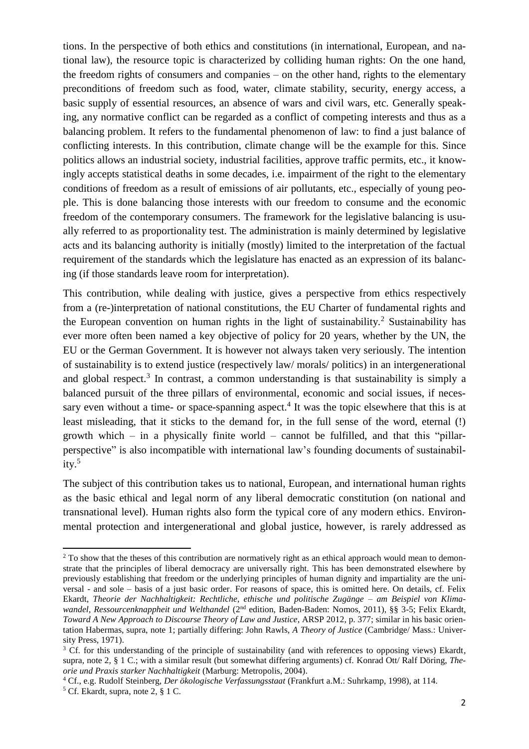tions. In the perspective of both ethics and constitutions (in international, European, and national law), the resource topic is characterized by colliding human rights: On the one hand, the freedom rights of consumers and companies – on the other hand, rights to the elementary preconditions of freedom such as food, water, climate stability, security, energy access, a basic supply of essential resources, an absence of wars and civil wars, etc. Generally speaking, any normative conflict can be regarded as a conflict of competing interests and thus as a balancing problem. It refers to the fundamental phenomenon of law: to find a just balance of conflicting interests. In this contribution, climate change will be the example for this. Since politics allows an industrial society, industrial facilities, approve traffic permits, etc., it knowingly accepts statistical deaths in some decades, i.e. impairment of the right to the elementary conditions of freedom as a result of emissions of air pollutants, etc., especially of young people. This is done balancing those interests with our freedom to consume and the economic freedom of the contemporary consumers. The framework for the legislative balancing is usually referred to as proportionality test. The administration is mainly determined by legislative acts and its balancing authority is initially (mostly) limited to the interpretation of the factual requirement of the standards which the legislature has enacted as an expression of its balancing (if those standards leave room for interpretation).

This contribution, while dealing with justice, gives a perspective from ethics respectively from a (re-)interpretation of national constitutions, the EU Charter of fundamental rights and the European convention on human rights in the light of sustainability.[2] Sustainability has ever more often been named a key objective of policy for 20 years, whether by the UN, the EU or the German Government. It is however not always taken very seriously. The intention of sustainability is to extend justice (respectively law/ morals/ politics) in an intergenerational and global respect.[3] In contrast, a common understanding is that sustainability is simply a balanced pursuit of the three pillars of environmental, economic and social issues, if necessary even without a time- or space-spanning aspect.[4] It was the topic elsewhere that this is at least misleading, that it sticks to the demand for, in the full sense of the word, eternal (!) growth which – in a physically finite world – cannot be fulfilled, and that this "pillar-perspective" is also incompatible with international law's founding documents of sustainability.[5]

The subject of this contribution takes us to national, European, and international human rights as the basic ethical and legal norm of any liberal democratic constitution (on national and transnational level). Human rights also form the typical core of any modern ethics. Environmental protection and intergenerational and global justice, however, is rarely addressed as

---

[2] To show that the theses of this contribution are normatively right as an ethical approach would mean to demonstrate that the principles of liberal democracy are universally right. This has been demonstrated elsewhere by previously establishing that freedom or the underlying principles of human dignity and impartiality are the universal - and sole – basis of a just basic order. For reasons of space, this is omitted here. On details, cf. Felix Ekardt, *Theorie der Nachhaltigkeit: Rechtliche, ethische und politische Zugänge – am Beispiel von Klimawandel, Ressourcenknappheit und Welthandel* (2nd edition, Baden-Baden: Nomos, 2011), §§ 3-5; Felix Ekardt, *Toward A New Approach to Discourse Theory of Law and Justice*, ARSP 2012, p. 377; similar in his basic orientation Habermas, supra, note 1; partially differing: John Rawls, *A Theory of Justice* (Cambridge/ Mass.: University Press, 1971).

[3] Cf. for this understanding of the principle of sustainability (and with references to opposing views) Ekardt, supra, note 2, § 1 C.; with a similar result (but somewhat differing arguments) cf. Konrad Ott/ Ralf Döring, *Theorie und Praxis starker Nachhaltigkeit* (Marburg: Metropolis, 2004).

[4] Cf., e.g. Rudolf Steinberg, *Der ökologische Verfassungsstaat* (Frankfurt a.M.: Suhrkamp, 1998), at 114.

[5] Cf. Ekardt, supra, note 2, § 1 C.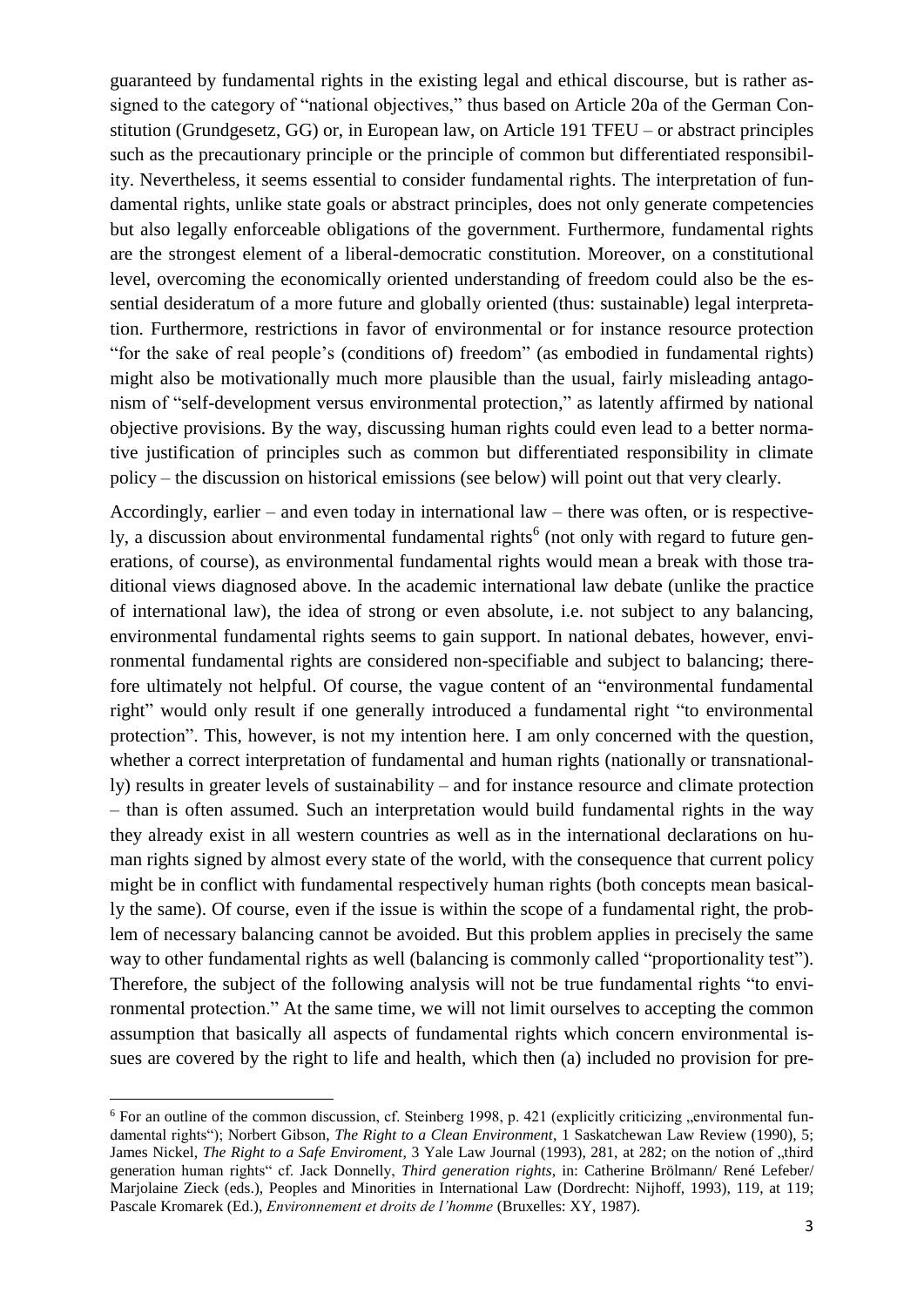guaranteed by fundamental rights in the existing legal and ethical discourse, but is rather assigned to the category of "national objectives," thus based on Article 20a of the German Constitution (Grundgesetz, GG) or, in European law, on Article 191 TFEU – or abstract principles such as the precautionary principle or the principle of common but differentiated responsibility. Nevertheless, it seems essential to consider fundamental rights. The interpretation of fundamental rights, unlike state goals or abstract principles, does not only generate competencies but also legally enforceable obligations of the government. Furthermore, fundamental rights are the strongest element of a liberal-democratic constitution. Moreover, on a constitutional level, overcoming the economically oriented understanding of freedom could also be the essential desideratum of a more future and globally oriented (thus: sustainable) legal interpretation. Furthermore, restrictions in favor of environmental or for instance resource protection "for the sake of real people's (conditions of) freedom" (as embodied in fundamental rights) might also be motivationally much more plausible than the usual, fairly misleading antagonism of "self-development versus environmental protection," as latently affirmed by national objective provisions. By the way, discussing human rights could even lead to a better normative justification of principles such as common but differentiated responsibility in climate policy – the discussion on historical emissions (see below) will point out that very clearly.

Accordingly, earlier – and even today in international law – there was often, or is respectively, a discussion about environmental fundamental rights[6] (not only with regard to future generations, of course), as environmental fundamental rights would mean a break with those traditional views diagnosed above. In the academic international law debate (unlike the practice of international law), the idea of strong or even absolute, i.e. not subject to any balancing, environmental fundamental rights seems to gain support. In national debates, however, environmental fundamental rights are considered non-specifiable and subject to balancing; therefore ultimately not helpful. Of course, the vague content of an "environmental fundamental right" would only result if one generally introduced a fundamental right "to environmental protection". This, however, is not my intention here. I am only concerned with the question, whether a correct interpretation of fundamental and human rights (nationally or transnationally) results in greater levels of sustainability – and for instance resource and climate protection – than is often assumed. Such an interpretation would build fundamental rights in the way they already exist in all western countries as well as in the international declarations on human rights signed by almost every state of the world, with the consequence that current policy might be in conflict with fundamental respectively human rights (both concepts mean basically the same). Of course, even if the issue is within the scope of a fundamental right, the problem of necessary balancing cannot be avoided. But this problem applies in precisely the same way to other fundamental rights as well (balancing is commonly called "proportionality test"). Therefore, the subject of the following analysis will not be true fundamental rights "to environmental protection." At the same time, we will not limit ourselves to accepting the common assumption that basically all aspects of fundamental rights which concern environmental issues are covered by the right to life and health, which then (a) included no provision for pre-

---

[6] For an outline of the common discussion, cf. Steinberg 1998, p. 421 (explicitly criticizing „environmental fundamental rights"); Norbert Gibson, *The Right to a Clean Environment*, 1 Saskatchewan Law Review (1990), 5; James Nickel, *The Right to a Safe Enviroment*, 3 Yale Law Journal (1993), 281, at 282; on the notion of „third generation human rights" cf. Jack Donnelly, *Third generation rights*, in: Catherine Brölmann/ René Lefeber/ Marjolaine Zieck (eds.), Peoples and Minorities in International Law (Dordrecht: Nijhoff, 1993), 119, at 119; Pascale Kromarek (Ed.), *Environnement et droits de l'homme* (Bruxelles: XY, 1987).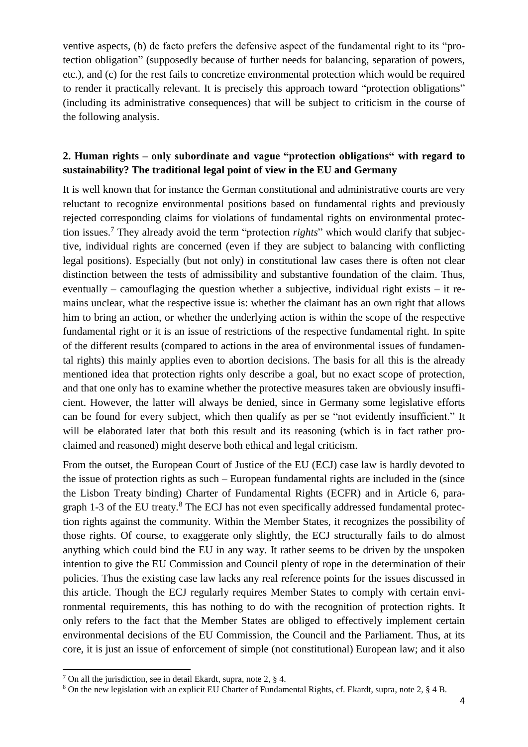ventive aspects, (b) de facto prefers the defensive aspect of the fundamental right to its "protection obligation" (supposedly because of further needs for balancing, separation of powers, etc.), and (c) for the rest fails to concretize environmental protection which would be required to render it practically relevant. It is precisely this approach toward "protection obligations" (including its administrative consequences) that will be subject to criticism in the course of the following analysis.

## 2. Human rights – only subordinate and vague "protection obligations" with regard to sustainability? The traditional legal point of view in the EU and Germany

It is well known that for instance the German constitutional and administrative courts are very reluctant to recognize environmental positions based on fundamental rights and previously rejected corresponding claims for violations of fundamental rights on environmental protection issues.[7] They already avoid the term "protection *rights*" which would clarify that subjective, individual rights are concerned (even if they are subject to balancing with conflicting legal positions). Especially (but not only) in constitutional law cases there is often not clear distinction between the tests of admissibility and substantive foundation of the claim. Thus, eventually – camouflaging the question whether a subjective, individual right exists – it remains unclear, what the respective issue is: whether the claimant has an own right that allows him to bring an action, or whether the underlying action is within the scope of the respective fundamental right or it is an issue of restrictions of the respective fundamental right. In spite of the different results (compared to actions in the area of environmental issues of fundamental rights) this mainly applies even to abortion decisions. The basis for all this is the already mentioned idea that protection rights only describe a goal, but no exact scope of protection, and that one only has to examine whether the protective measures taken are obviously insufficient. However, the latter will always be denied, since in Germany some legislative efforts can be found for every subject, which then qualify as per se "not evidently insufficient." It will be elaborated later that both this result and its reasoning (which is in fact rather proclaimed and reasoned) might deserve both ethical and legal criticism.

From the outset, the European Court of Justice of the EU (ECJ) case law is hardly devoted to the issue of protection rights as such – European fundamental rights are included in the (since the Lisbon Treaty binding) Charter of Fundamental Rights (ECFR) and in Article 6, paragraph 1-3 of the EU treaty.[8] The ECJ has not even specifically addressed fundamental protection rights against the community. Within the Member States, it recognizes the possibility of those rights. Of course, to exaggerate only slightly, the ECJ structurally fails to do almost anything which could bind the EU in any way. It rather seems to be driven by the unspoken intention to give the EU Commission and Council plenty of rope in the determination of their policies. Thus the existing case law lacks any real reference points for the issues discussed in this article. Though the ECJ regularly requires Member States to comply with certain environmental requirements, this has nothing to do with the recognition of protection rights. It only refers to the fact that the Member States are obliged to effectively implement certain environmental decisions of the EU Commission, the Council and the Parliament. Thus, at its core, it is just an issue of enforcement of simple (not constitutional) European law; and it also

[7] On all the jurisdiction, see in detail Ekardt, supra, note 2, § 4.

[8] On the new legislation with an explicit EU Charter of Fundamental Rights, cf. Ekardt, supra, note 2, § 4 B.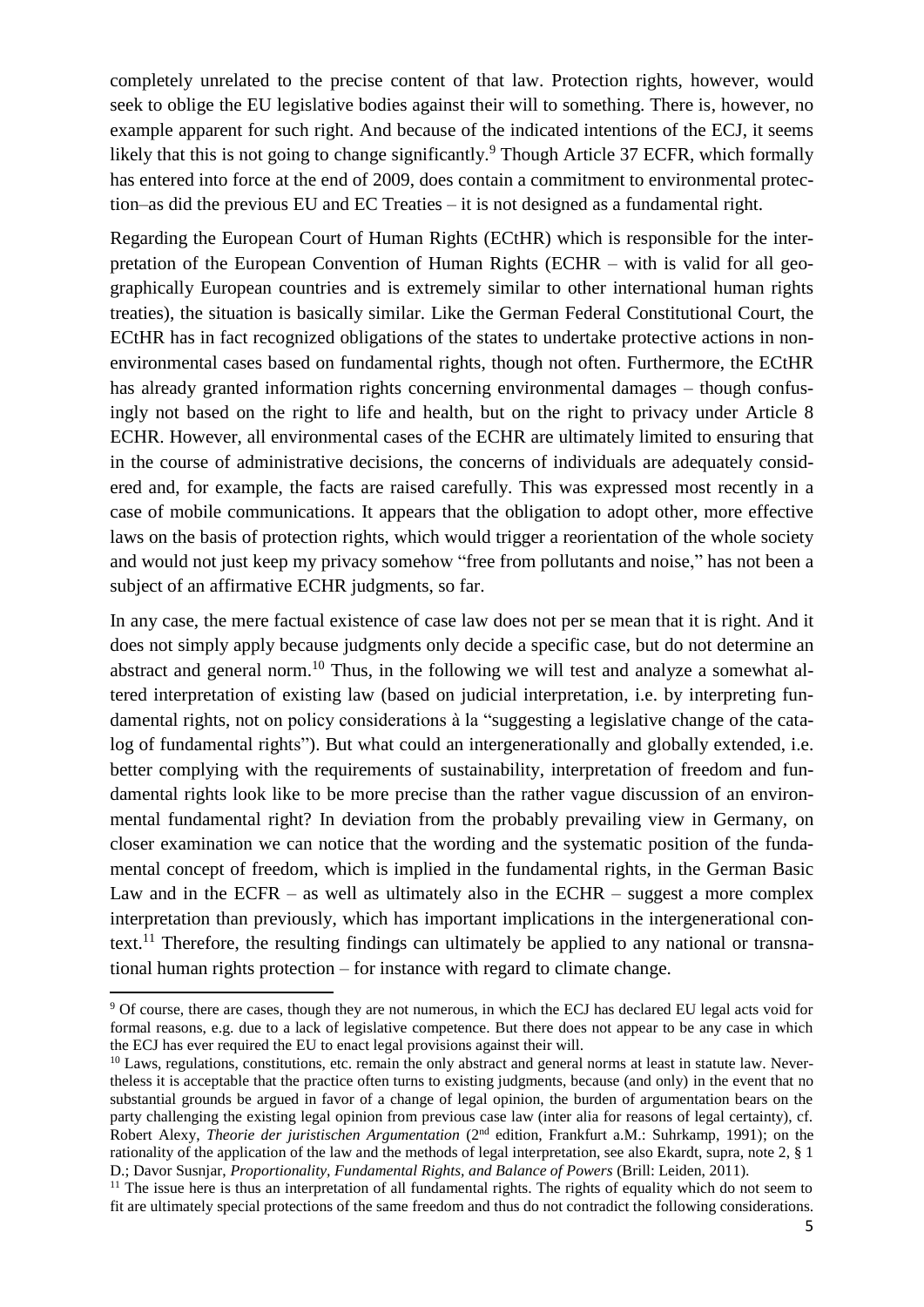completely unrelated to the precise content of that law. Protection rights, however, would seek to oblige the EU legislative bodies against their will to something. There is, however, no example apparent for such right. And because of the indicated intentions of the ECJ, it seems likely that this is not going to change significantly.[9] Though Article 37 ECFR, which formally has entered into force at the end of 2009, does contain a commitment to environmental protection–as did the previous EU and EC Treaties – it is not designed as a fundamental right.

Regarding the European Court of Human Rights (ECtHR) which is responsible for the interpretation of the European Convention of Human Rights (ECHR – with is valid for all geographically European countries and is extremely similar to other international human rights treaties), the situation is basically similar. Like the German Federal Constitutional Court, the ECtHR has in fact recognized obligations of the states to undertake protective actions in non-environmental cases based on fundamental rights, though not often. Furthermore, the ECtHR has already granted information rights concerning environmental damages – though confusingly not based on the right to life and health, but on the right to privacy under Article 8 ECHR. However, all environmental cases of the ECHR are ultimately limited to ensuring that in the course of administrative decisions, the concerns of individuals are adequately considered and, for example, the facts are raised carefully. This was expressed most recently in a case of mobile communications. It appears that the obligation to adopt other, more effective laws on the basis of protection rights, which would trigger a reorientation of the whole society and would not just keep my privacy somehow "free from pollutants and noise," has not been a subject of an affirmative ECHR judgments, so far.

In any case, the mere factual existence of case law does not per se mean that it is right. And it does not simply apply because judgments only decide a specific case, but do not determine an abstract and general norm.[10] Thus, in the following we will test and analyze a somewhat altered interpretation of existing law (based on judicial interpretation, i.e. by interpreting fundamental rights, not on policy considerations à la "suggesting a legislative change of the catalog of fundamental rights"). But what could an intergenerationally and globally extended, i.e. better complying with the requirements of sustainability, interpretation of freedom and fundamental rights look like to be more precise than the rather vague discussion of an environmental fundamental right? In deviation from the probably prevailing view in Germany, on closer examination we can notice that the wording and the systematic position of the fundamental concept of freedom, which is implied in the fundamental rights, in the German Basic Law and in the ECFR – as well as ultimately also in the ECHR – suggest a more complex interpretation than previously, which has important implications in the intergenerational context.[11] Therefore, the resulting findings can ultimately be applied to any national or transnational human rights protection – for instance with regard to climate change.

---

[9] Of course, there are cases, though they are not numerous, in which the ECJ has declared EU legal acts void for formal reasons, e.g. due to a lack of legislative competence. But there does not appear to be any case in which the ECJ has ever required the EU to enact legal provisions against their will.

[10] Laws, regulations, constitutions, etc. remain the only abstract and general norms at least in statute law. Nevertheless it is acceptable that the practice often turns to existing judgments, because (and only) in the event that no substantial grounds be argued in favor of a change of legal opinion, the burden of argumentation bears on the party challenging the existing legal opinion from previous case law (inter alia for reasons of legal certainty), cf. Robert Alexy, *Theorie der juristischen Argumentation* (2nd edition, Frankfurt a.M.: Suhrkamp, 1991); on the rationality of the application of the law and the methods of legal interpretation, see also Ekardt, supra, note 2, § 1 D.; Davor Susnjar, *Proportionality, Fundamental Rights, and Balance of Powers* (Brill: Leiden, 2011).

[11] The issue here is thus an interpretation of all fundamental rights. The rights of equality which do not seem to fit are ultimately special protections of the same freedom and thus do not contradict the following considerations.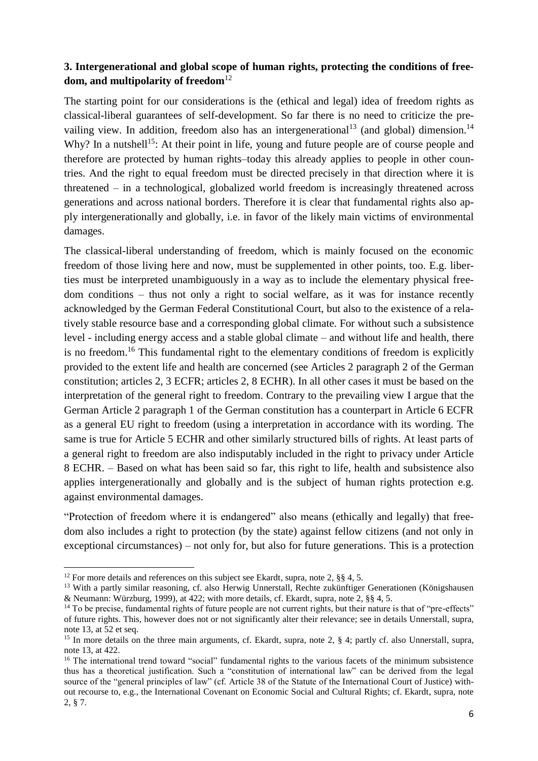### 3. Intergenerational and global scope of human rights, protecting the conditions of freedom, and multipolarity of freedom[12]

The starting point for our considerations is the (ethical and legal) idea of freedom rights as classical-liberal guarantees of self-development. So far there is no need to criticize the prevailing view. In addition, freedom also has an intergenerational[13] (and global) dimension.[14] Why? In a nutshell[15]: At their point in life, young and future people are of course people and therefore are protected by human rights–today this already applies to people in other countries. And the right to equal freedom must be directed precisely in that direction where it is threatened – in a technological, globalized world freedom is increasingly threatened across generations and across national borders. Therefore it is clear that fundamental rights also apply intergenerationally and globally, i.e. in favor of the likely main victims of environmental damages.

The classical-liberal understanding of freedom, which is mainly focused on the economic freedom of those living here and now, must be supplemented in other points, too. E.g. liberties must be interpreted unambiguously in a way as to include the elementary physical freedom conditions – thus not only a right to social welfare, as it was for instance recently acknowledged by the German Federal Constitutional Court, but also to the existence of a relatively stable resource base and a corresponding global climate. For without such a subsistence level - including energy access and a stable global climate – and without life and health, there is no freedom.[16] This fundamental right to the elementary conditions of freedom is explicitly provided to the extent life and health are concerned (see Articles 2 paragraph 2 of the German constitution; articles 2, 3 ECFR; articles 2, 8 ECHR). In all other cases it must be based on the interpretation of the general right to freedom. Contrary to the prevailing view I argue that the German Article 2 paragraph 1 of the German constitution has a counterpart in Article 6 ECFR as a general EU right to freedom (using a interpretation in accordance with its wording. The same is true for Article 5 ECHR and other similarly structured bills of rights. At least parts of a general right to freedom are also indisputably included in the right to privacy under Article 8 ECHR. – Based on what has been said so far, this right to life, health and subsistence also applies intergenerationally and globally and is the subject of human rights protection e.g. against environmental damages.

"Protection of freedom where it is endangered" also means (ethically and legally) that freedom also includes a right to protection (by the state) against fellow citizens (and not only in exceptional circumstances) – not only for, but also for future generations. This is a protection

---

[12] For more details and references on this subject see Ekardt, supra, note 2, §§ 4, 5.

[13] With a partly similar reasoning, cf. also Herwig Unnerstall, Rechte zukünftiger Generationen (Königshausen & Neumann: Würzburg, 1999), at 422; with more details, cf. Ekardt, supra, note 2, §§ 4, 5.

[14] To be precise, fundamental rights of future people are not current rights, but their nature is that of "pre-effects" of future rights. This, however does not or not significantly alter their relevance; see in details Unnerstall, supra, note 13, at 52 et seq.

[15] In more details on the three main arguments, cf. Ekardt, supra, note 2, § 4; partly cf. also Unnerstall, supra, note 13, at 422.

[16] The international trend toward "social" fundamental rights to the various facets of the minimum subsistence thus has a theoretical justification. Such a "constitution of international law" can be derived from the legal source of the "general principles of law" (cf. Article 38 of the Statute of the International Court of Justice) without recourse to, e.g., the International Covenant on Economic Social and Cultural Rights; cf. Ekardt, supra, note 2, § 7.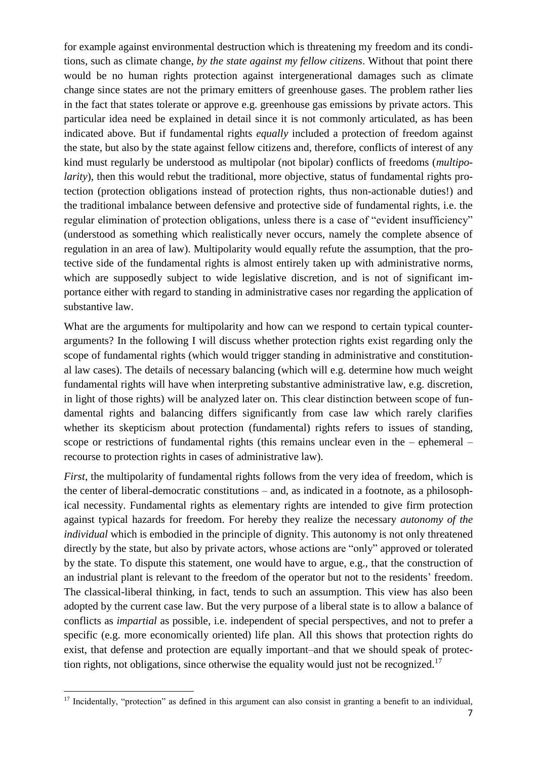for example against environmental destruction which is threatening my freedom and its conditions, such as climate change, *by the state against my fellow citizens*. Without that point there would be no human rights protection against intergenerational damages such as climate change since states are not the primary emitters of greenhouse gases. The problem rather lies in the fact that states tolerate or approve e.g. greenhouse gas emissions by private actors. This particular idea need be explained in detail since it is not commonly articulated, as has been indicated above. But if fundamental rights *equally* included a protection of freedom against the state, but also by the state against fellow citizens and, therefore, conflicts of interest of any kind must regularly be understood as multipolar (not bipolar) conflicts of freedoms (*multipolarity*), then this would rebut the traditional, more objective, status of fundamental rights protection (protection obligations instead of protection rights, thus non-actionable duties!) and the traditional imbalance between defensive and protective side of fundamental rights, i.e. the regular elimination of protection obligations, unless there is a case of "evident insufficiency" (understood as something which realistically never occurs, namely the complete absence of regulation in an area of law). Multipolarity would equally refute the assumption, that the protective side of the fundamental rights is almost entirely taken up with administrative norms, which are supposedly subject to wide legislative discretion, and is not of significant importance either with regard to standing in administrative cases nor regarding the application of substantive law.

What are the arguments for multipolarity and how can we respond to certain typical counterarguments? In the following I will discuss whether protection rights exist regarding only the scope of fundamental rights (which would trigger standing in administrative and constitutional law cases). The details of necessary balancing (which will e.g. determine how much weight fundamental rights will have when interpreting substantive administrative law, e.g. discretion, in light of those rights) will be analyzed later on. This clear distinction between scope of fundamental rights and balancing differs significantly from case law which rarely clarifies whether its skepticism about protection (fundamental) rights refers to issues of standing, scope or restrictions of fundamental rights (this remains unclear even in the – ephemeral – recourse to protection rights in cases of administrative law).

*First*, the multipolarity of fundamental rights follows from the very idea of freedom, which is the center of liberal-democratic constitutions – and, as indicated in a footnote, as a philosophical necessity. Fundamental rights as elementary rights are intended to give firm protection against typical hazards for freedom. For hereby they realize the necessary *autonomy of the individual* which is embodied in the principle of dignity. This autonomy is not only threatened directly by the state, but also by private actors, whose actions are "only" approved or tolerated by the state. To dispute this statement, one would have to argue, e.g., that the construction of an industrial plant is relevant to the freedom of the operator but not to the residents' freedom. The classical-liberal thinking, in fact, tends to such an assumption. This view has also been adopted by the current case law. But the very purpose of a liberal state is to allow a balance of conflicts as *impartial* as possible, i.e. independent of special perspectives, and not to prefer a specific (e.g. more economically oriented) life plan. All this shows that protection rights do exist, that defense and protection are equally important–and that we should speak of protection rights, not obligations, since otherwise the equality would just not be recognized.[17]

[17] Incidentally, "protection" as defined in this argument can also consist in granting a benefit to an individual,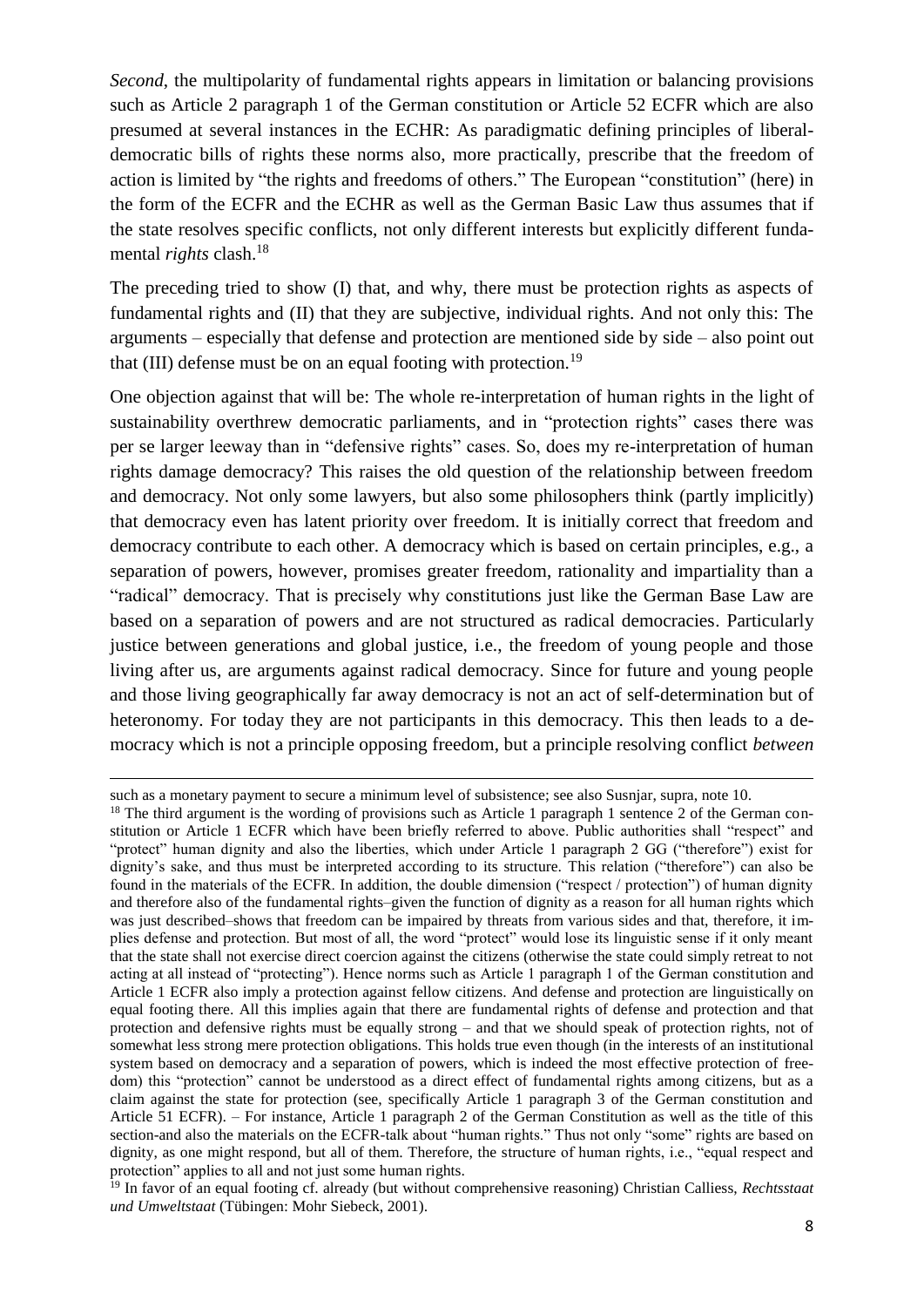*Second*, the multipolarity of fundamental rights appears in limitation or balancing provisions such as Article 2 paragraph 1 of the German constitution or Article 52 ECFR which are also presumed at several instances in the ECHR: As paradigmatic defining principles of liberal-democratic bills of rights these norms also, more practically, prescribe that the freedom of action is limited by "the rights and freedoms of others." The European "constitution" (here) in the form of the ECFR and the ECHR as well as the German Basic Law thus assumes that if the state resolves specific conflicts, not only different interests but explicitly different fundamental *rights* clash.[18]

The preceding tried to show (I) that, and why, there must be protection rights as aspects of fundamental rights and (II) that they are subjective, individual rights. And not only this: The arguments – especially that defense and protection are mentioned side by side – also point out that (III) defense must be on an equal footing with protection.[19]

One objection against that will be: The whole re-interpretation of human rights in the light of sustainability overthrew democratic parliaments, and in "protection rights" cases there was per se larger leeway than in "defensive rights" cases. So, does my re-interpretation of human rights damage democracy? This raises the old question of the relationship between freedom and democracy. Not only some lawyers, but also some philosophers think (partly implicitly) that democracy even has latent priority over freedom. It is initially correct that freedom and democracy contribute to each other. A democracy which is based on certain principles, e.g., a separation of powers, however, promises greater freedom, rationality and impartiality than a "radical" democracy. That is precisely why constitutions just like the German Base Law are based on a separation of powers and are not structured as radical democracies. Particularly justice between generations and global justice, i.e., the freedom of young people and those living after us, are arguments against radical democracy. Since for future and young people and those living geographically far away democracy is not an act of self-determination but of heteronomy. For today they are not participants in this democracy. This then leads to a democracy which is not a principle opposing freedom, but a principle resolving conflict *between*

---

such as a monetary payment to secure a minimum level of subsistence; see also Susnjar, supra, note 10.

[18] The third argument is the wording of provisions such as Article 1 paragraph 1 sentence 2 of the German constitution or Article 1 ECFR which have been briefly referred to above. Public authorities shall "respect" and "protect" human dignity and also the liberties, which under Article 1 paragraph 2 GG ("therefore") exist for dignity's sake, and thus must be interpreted according to its structure. This relation ("therefore") can also be found in the materials of the ECFR. In addition, the double dimension ("respect / protection") of human dignity and therefore also of the fundamental rights–given the function of dignity as a reason for all human rights which was just described–shows that freedom can be impaired by threats from various sides and that, therefore, it implies defense and protection. But most of all, the word "protect" would lose its linguistic sense if it only meant that the state shall not exercise direct coercion against the citizens (otherwise the state could simply retreat to not acting at all instead of "protecting"). Hence norms such as Article 1 paragraph 1 of the German constitution and Article 1 ECFR also imply a protection against fellow citizens. And defense and protection are linguistically on equal footing there. All this implies again that there are fundamental rights of defense and protection and that protection and defensive rights must be equally strong – and that we should speak of protection rights, not of somewhat less strong mere protection obligations. This holds true even though (in the interests of an institutional system based on democracy and a separation of powers, which is indeed the most effective protection of freedom) this "protection" cannot be understood as a direct effect of fundamental rights among citizens, but as a claim against the state for protection (see, specifically Article 1 paragraph 3 of the German constitution and Article 51 ECFR). – For instance, Article 1 paragraph 2 of the German Constitution as well as the title of this section-and also the materials on the ECFR-talk about "human rights." Thus not only "some" rights are based on dignity, as one might respond, but all of them. Therefore, the structure of human rights, i.e., "equal respect and protection" applies to all and not just some human rights.

[19] In favor of an equal footing cf. already (but without comprehensive reasoning) Christian Calliess, *Rechtsstaat und Umweltstaat* (Tübingen: Mohr Siebeck, 2001).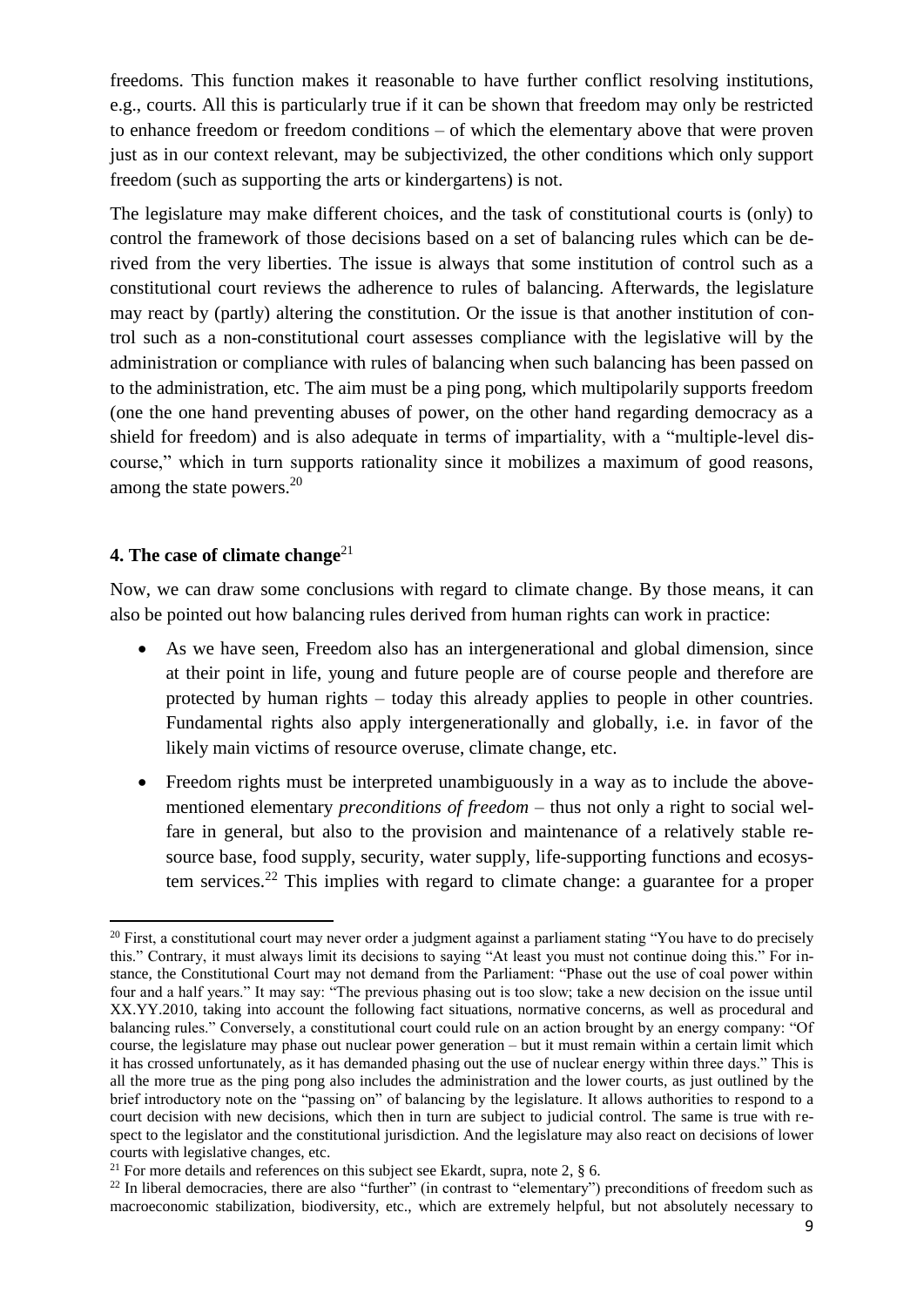freedoms. This function makes it reasonable to have further conflict resolving institutions, e.g., courts. All this is particularly true if it can be shown that freedom may only be restricted to enhance freedom or freedom conditions – of which the elementary above that were proven just as in our context relevant, may be subjectivized, the other conditions which only support freedom (such as supporting the arts or kindergartens) is not.

The legislature may make different choices, and the task of constitutional courts is (only) to control the framework of those decisions based on a set of balancing rules which can be derived from the very liberties. The issue is always that some institution of control such as a constitutional court reviews the adherence to rules of balancing. Afterwards, the legislature may react by (partly) altering the constitution. Or the issue is that another institution of control such as a non-constitutional court assesses compliance with the legislative will by the administration or compliance with rules of balancing when such balancing has been passed on to the administration, etc. The aim must be a ping pong, which multipolarily supports freedom (one the one hand preventing abuses of power, on the other hand regarding democracy as a shield for freedom) and is also adequate in terms of impartiality, with a "multiple-level discourse," which in turn supports rationality since it mobilizes a maximum of good reasons, among the state powers.[20]

## 4. The case of climate change[21]

Now, we can draw some conclusions with regard to climate change. By those means, it can also be pointed out how balancing rules derived from human rights can work in practice:

- As we have seen, Freedom also has an intergenerational and global dimension, since at their point in life, young and future people are of course people and therefore are protected by human rights – today this already applies to people in other countries. Fundamental rights also apply intergenerationally and globally, i.e. in favor of the likely main victims of resource overuse, climate change, etc.
- Freedom rights must be interpreted unambiguously in a way as to include the above-mentioned elementary *preconditions of freedom* – thus not only a right to social welfare in general, but also to the provision and maintenance of a relatively stable resource base, food supply, security, water supply, life-supporting functions and ecosystem services.[22] This implies with regard to climate change: a guarantee for a proper

[20] First, a constitutional court may never order a judgment against a parliament stating "You have to do precisely this." Contrary, it must always limit its decisions to saying "At least you must not continue doing this." For instance, the Constitutional Court may not demand from the Parliament: "Phase out the use of coal power within four and a half years." It may say: "The previous phasing out is too slow; take a new decision on the issue until XX.YY.2010, taking into account the following fact situations, normative concerns, as well as procedural and balancing rules." Conversely, a constitutional court could rule on an action brought by an energy company: "Of course, the legislature may phase out nuclear power generation – but it must remain within a certain limit which it has crossed unfortunately, as it has demanded phasing out the use of nuclear energy within three days." This is all the more true as the ping pong also includes the administration and the lower courts, as just outlined by the brief introductory note on the "passing on" of balancing by the legislature. It allows authorities to respond to a court decision with new decisions, which then in turn are subject to judicial control. The same is true with respect to the legislator and the constitutional jurisdiction. And the legislature may also react on decisions of lower courts with legislative changes, etc.

[21] For more details and references on this subject see Ekardt, supra, note 2, § 6.

[22] In liberal democracies, there are also "further" (in contrast to "elementary") preconditions of freedom such as macroeconomic stabilization, biodiversity, etc., which are extremely helpful, but not absolutely necessary to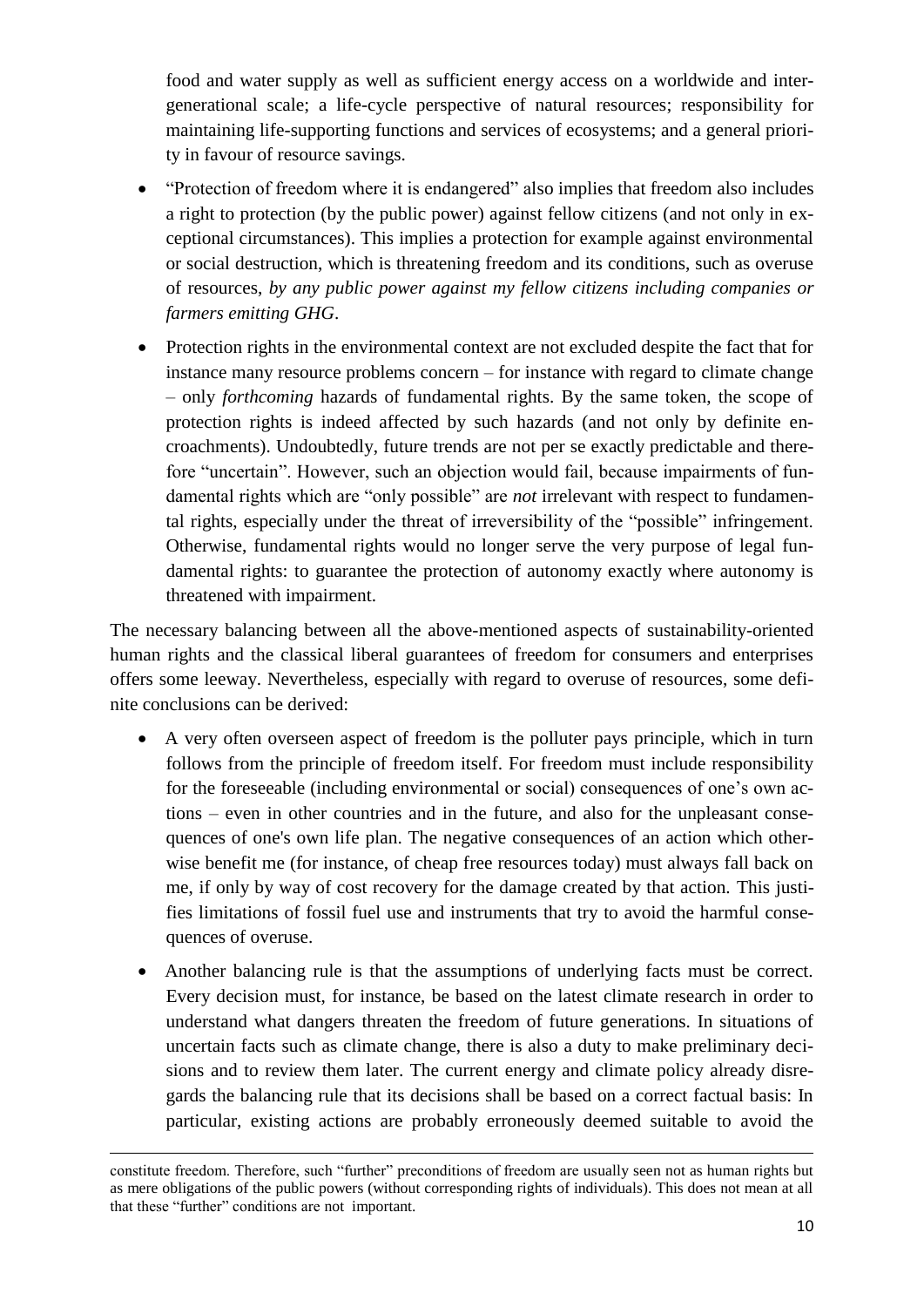food and water supply as well as sufficient energy access on a worldwide and intergenerational scale; a life-cycle perspective of natural resources; responsibility for maintaining life-supporting functions and services of ecosystems; and a general priority in favour of resource savings.

- "Protection of freedom where it is endangered" also implies that freedom also includes a right to protection (by the public power) against fellow citizens (and not only in exceptional circumstances). This implies a protection for example against environmental or social destruction, which is threatening freedom and its conditions, such as overuse of resources, *by any public power against my fellow citizens including companies or farmers emitting GHG*.
- Protection rights in the environmental context are not excluded despite the fact that for instance many resource problems concern – for instance with regard to climate change – only *forthcoming* hazards of fundamental rights. By the same token, the scope of protection rights is indeed affected by such hazards (and not only by definite encroachments). Undoubtedly, future trends are not per se exactly predictable and therefore "uncertain". However, such an objection would fail, because impairments of fundamental rights which are "only possible" are *not* irrelevant with respect to fundamental rights, especially under the threat of irreversibility of the "possible" infringement. Otherwise, fundamental rights would no longer serve the very purpose of legal fundamental rights: to guarantee the protection of autonomy exactly where autonomy is threatened with impairment.

The necessary balancing between all the above-mentioned aspects of sustainability-oriented human rights and the classical liberal guarantees of freedom for consumers and enterprises offers some leeway. Nevertheless, especially with regard to overuse of resources, some definite conclusions can be derived:

- A very often overseen aspect of freedom is the polluter pays principle, which in turn follows from the principle of freedom itself. For freedom must include responsibility for the foreseeable (including environmental or social) consequences of one's own actions – even in other countries and in the future, and also for the unpleasant consequences of one's own life plan. The negative consequences of an action which otherwise benefit me (for instance, of cheap free resources today) must always fall back on me, if only by way of cost recovery for the damage created by that action. This justifies limitations of fossil fuel use and instruments that try to avoid the harmful consequences of overuse.
- Another balancing rule is that the assumptions of underlying facts must be correct. Every decision must, for instance, be based on the latest climate research in order to understand what dangers threaten the freedom of future generations. In situations of uncertain facts such as climate change, there is also a duty to make preliminary decisions and to review them later. The current energy and climate policy already disregards the balancing rule that its decisions shall be based on a correct factual basis: In particular, existing actions are probably erroneously deemed suitable to avoid the

constitute freedom. Therefore, such "further" preconditions of freedom are usually seen not as human rights but as mere obligations of the public powers (without corresponding rights of individuals). This does not mean at all that these "further" conditions are not important.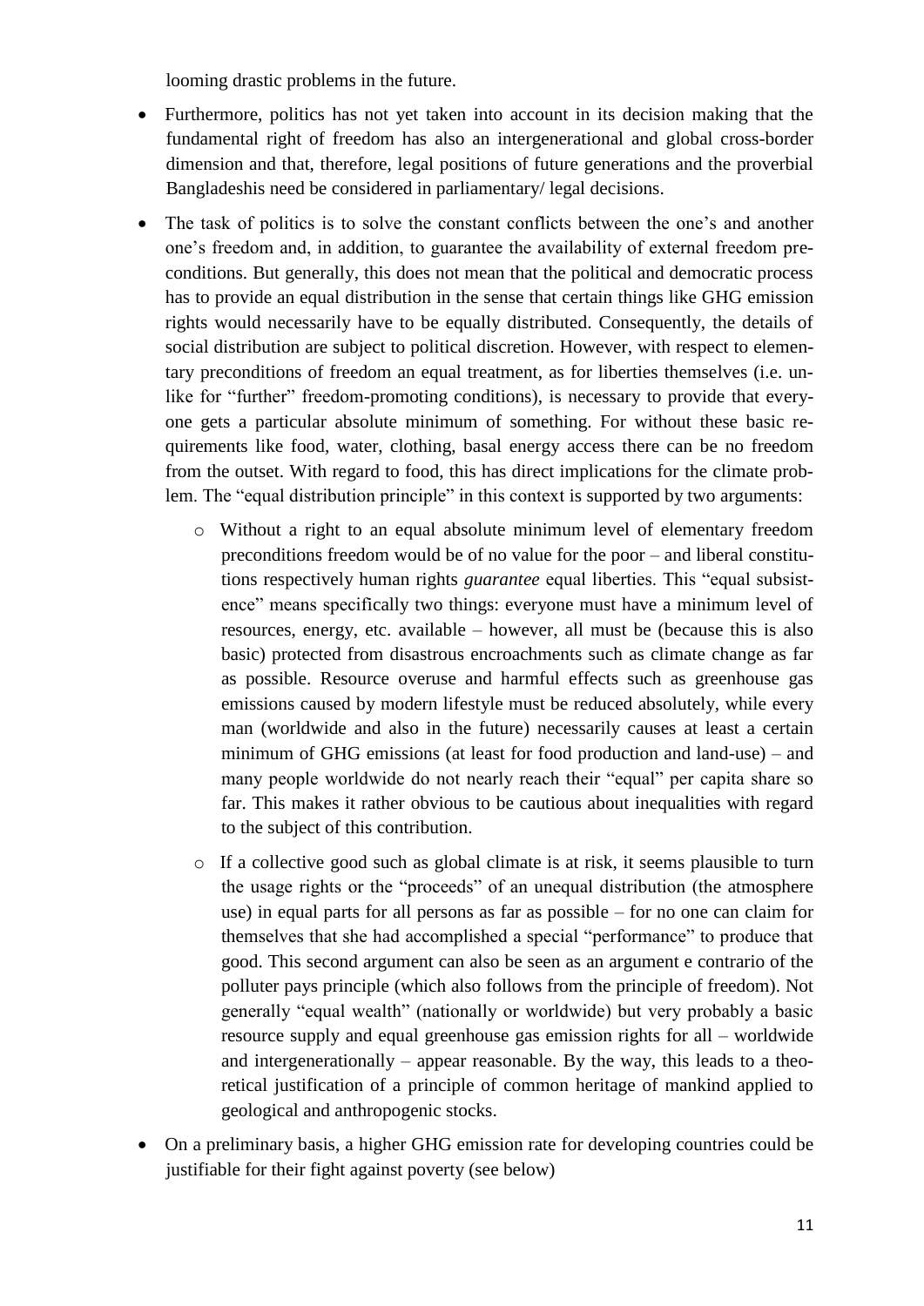looming drastic problems in the future.

- Furthermore, politics has not yet taken into account in its decision making that the fundamental right of freedom has also an intergenerational and global cross-border dimension and that, therefore, legal positions of future generations and the proverbial Bangladeshis need be considered in parliamentary/ legal decisions.
- The task of politics is to solve the constant conflicts between the one's and another one's freedom and, in addition, to guarantee the availability of external freedom preconditions. But generally, this does not mean that the political and democratic process has to provide an equal distribution in the sense that certain things like GHG emission rights would necessarily have to be equally distributed. Consequently, the details of social distribution are subject to political discretion. However, with respect to elementary preconditions of freedom an equal treatment, as for liberties themselves (i.e. unlike for "further" freedom-promoting conditions), is necessary to provide that everyone gets a particular absolute minimum of something. For without these basic requirements like food, water, clothing, basal energy access there can be no freedom from the outset. With regard to food, this has direct implications for the climate problem. The "equal distribution principle" in this context is supported by two arguments:
  - Without a right to an equal absolute minimum level of elementary freedom preconditions freedom would be of no value for the poor – and liberal constitutions respectively human rights *guarantee* equal liberties. This "equal subsistence" means specifically two things: everyone must have a minimum level of resources, energy, etc. available – however, all must be (because this is also basic) protected from disastrous encroachments such as climate change as far as possible. Resource overuse and harmful effects such as greenhouse gas emissions caused by modern lifestyle must be reduced absolutely, while every man (worldwide and also in the future) necessarily causes at least a certain minimum of GHG emissions (at least for food production and land-use) – and many people worldwide do not nearly reach their "equal" per capita share so far. This makes it rather obvious to be cautious about inequalities with regard to the subject of this contribution.
  - If a collective good such as global climate is at risk, it seems plausible to turn the usage rights or the "proceeds" of an unequal distribution (the atmosphere use) in equal parts for all persons as far as possible – for no one can claim for themselves that she had accomplished a special "performance" to produce that good. This second argument can also be seen as an argument e contrario of the polluter pays principle (which also follows from the principle of freedom). Not generally "equal wealth" (nationally or worldwide) but very probably a basic resource supply and equal greenhouse gas emission rights for all – worldwide and intergenerationally – appear reasonable. By the way, this leads to a theoretical justification of a principle of common heritage of mankind applied to geological and anthropogenic stocks.
- On a preliminary basis, a higher GHG emission rate for developing countries could be justifiable for their fight against poverty (see below)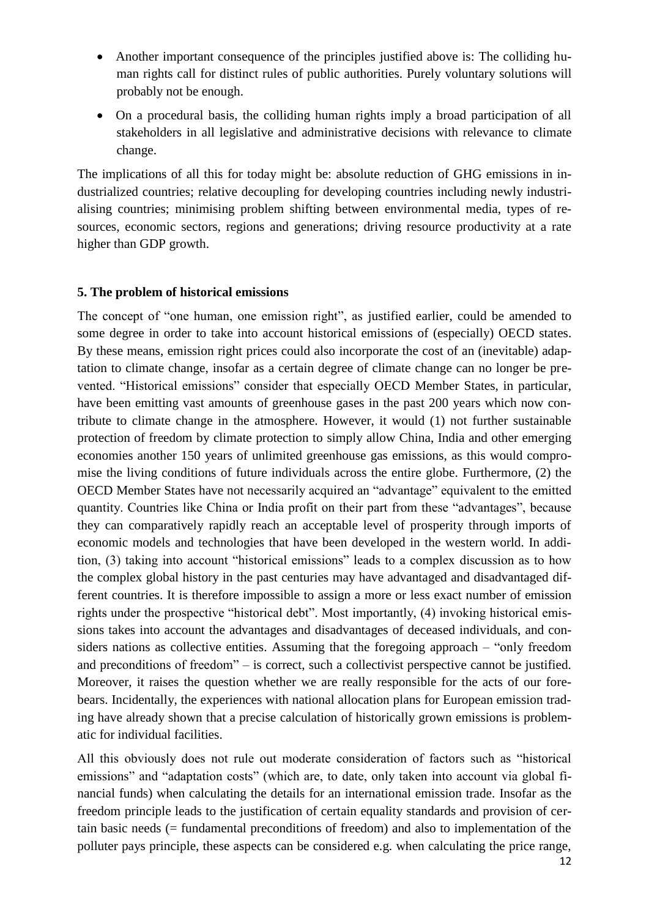- Another important consequence of the principles justified above is: The colliding human rights call for distinct rules of public authorities. Purely voluntary solutions will probably not be enough.
- On a procedural basis, the colliding human rights imply a broad participation of all stakeholders in all legislative and administrative decisions with relevance to climate change.

The implications of all this for today might be: absolute reduction of GHG emissions in industrialized countries; relative decoupling for developing countries including newly industrialising countries; minimising problem shifting between environmental media, types of resources, economic sectors, regions and generations; driving resource productivity at a rate higher than GDP growth.

**5. The problem of historical emissions**

The concept of "one human, one emission right", as justified earlier, could be amended to some degree in order to take into account historical emissions of (especially) OECD states. By these means, emission right prices could also incorporate the cost of an (inevitable) adaptation to climate change, insofar as a certain degree of climate change can no longer be prevented. "Historical emissions" consider that especially OECD Member States, in particular, have been emitting vast amounts of greenhouse gases in the past 200 years which now contribute to climate change in the atmosphere. However, it would (1) not further sustainable protection of freedom by climate protection to simply allow China, India and other emerging economies another 150 years of unlimited greenhouse gas emissions, as this would compromise the living conditions of future individuals across the entire globe. Furthermore, (2) the OECD Member States have not necessarily acquired an "advantage" equivalent to the emitted quantity. Countries like China or India profit on their part from these "advantages", because they can comparatively rapidly reach an acceptable level of prosperity through imports of economic models and technologies that have been developed in the western world. In addition, (3) taking into account "historical emissions" leads to a complex discussion as to how the complex global history in the past centuries may have advantaged and disadvantaged different countries. It is therefore impossible to assign a more or less exact number of emission rights under the prospective "historical debt". Most importantly, (4) invoking historical emissions takes into account the advantages and disadvantages of deceased individuals, and considers nations as collective entities. Assuming that the foregoing approach – "only freedom and preconditions of freedom" – is correct, such a collectivist perspective cannot be justified. Moreover, it raises the question whether we are really responsible for the acts of our forebears. Incidentally, the experiences with national allocation plans for European emission trading have already shown that a precise calculation of historically grown emissions is problematic for individual facilities.

All this obviously does not rule out moderate consideration of factors such as "historical emissions" and "adaptation costs" (which are, to date, only taken into account via global financial funds) when calculating the details for an international emission trade. Insofar as the freedom principle leads to the justification of certain equality standards and provision of certain basic needs (= fundamental preconditions of freedom) and also to implementation of the polluter pays principle, these aspects can be considered e.g. when calculating the price range,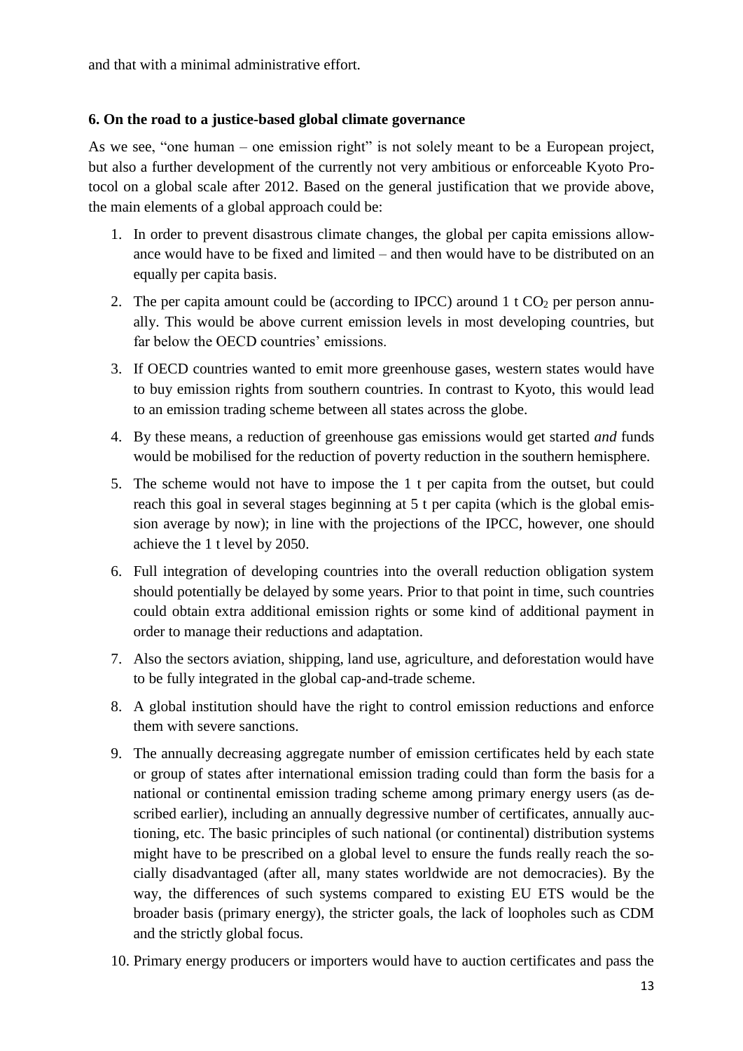and that with a minimal administrative effort.

### 6. On the road to a justice-based global climate governance

As we see, "one human – one emission right" is not solely meant to be a European project, but also a further development of the currently not very ambitious or enforceable Kyoto Protocol on a global scale after 2012. Based on the general justification that we provide above, the main elements of a global approach could be:

1. In order to prevent disastrous climate changes, the global per capita emissions allowance would have to be fixed and limited – and then would have to be distributed on an equally per capita basis.
2. The per capita amount could be (according to IPCC) around 1 t $CO_2$ per person annually. This would be above current emission levels in most developing countries, but far below the OECD countries' emissions.
3. If OECD countries wanted to emit more greenhouse gases, western states would have to buy emission rights from southern countries. In contrast to Kyoto, this would lead to an emission trading scheme between all states across the globe.
4. By these means, a reduction of greenhouse gas emissions would get started *and* funds would be mobilised for the reduction of poverty reduction in the southern hemisphere.
5. The scheme would not have to impose the 1 t per capita from the outset, but could reach this goal in several stages beginning at 5 t per capita (which is the global emission average by now); in line with the projections of the IPCC, however, one should achieve the 1 t level by 2050.
6. Full integration of developing countries into the overall reduction obligation system should potentially be delayed by some years. Prior to that point in time, such countries could obtain extra additional emission rights or some kind of additional payment in order to manage their reductions and adaptation.
7. Also the sectors aviation, shipping, land use, agriculture, and deforestation would have to be fully integrated in the global cap-and-trade scheme.
8. A global institution should have the right to control emission reductions and enforce them with severe sanctions.
9. The annually decreasing aggregate number of emission certificates held by each state or group of states after international emission trading could than form the basis for a national or continental emission trading scheme among primary energy users (as described earlier), including an annually degressive number of certificates, annually auctioning, etc. The basic principles of such national (or continental) distribution systems might have to be prescribed on a global level to ensure the funds really reach the socially disadvantaged (after all, many states worldwide are not democracies). By the way, the differences of such systems compared to existing EU ETS would be the broader basis (primary energy), the stricter goals, the lack of loopholes such as CDM and the strictly global focus.
10. Primary energy producers or importers would have to auction certificates and pass the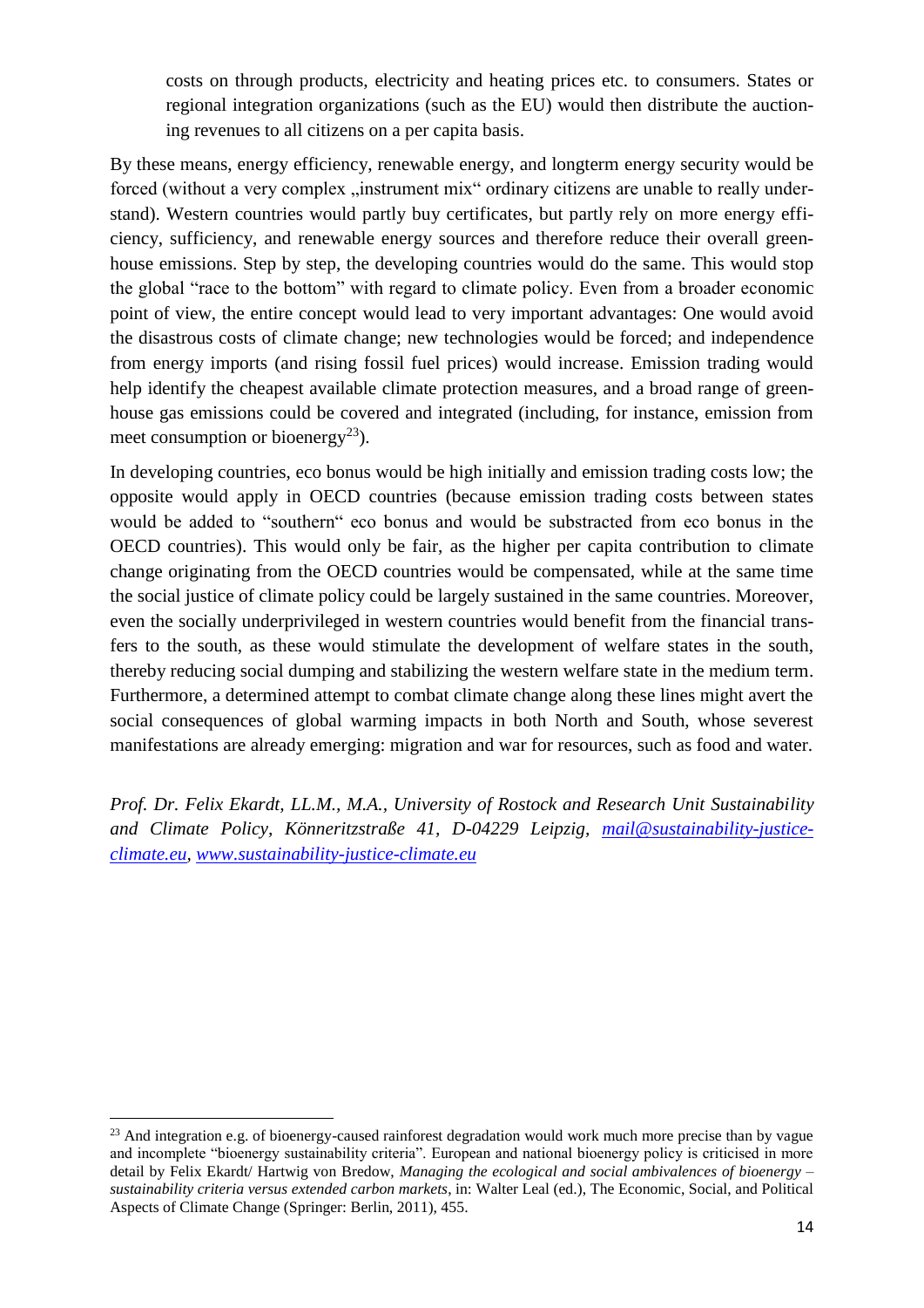costs on through products, electricity and heating prices etc. to consumers. States or regional integration organizations (such as the EU) would then distribute the auctioning revenues to all citizens on a per capita basis.

By these means, energy efficiency, renewable energy, and longterm energy security would be forced (without a very complex „instrument mix" ordinary citizens are unable to really understand). Western countries would partly buy certificates, but partly rely on more energy efficiency, sufficiency, and renewable energy sources and therefore reduce their overall greenhouse emissions. Step by step, the developing countries would do the same. This would stop the global "race to the bottom" with regard to climate policy. Even from a broader economic point of view, the entire concept would lead to very important advantages: One would avoid the disastrous costs of climate change; new technologies would be forced; and independence from energy imports (and rising fossil fuel prices) would increase. Emission trading would help identify the cheapest available climate protection measures, and a broad range of greenhouse gas emissions could be covered and integrated (including, for instance, emission from meet consumption or bioenergy[23]).

In developing countries, eco bonus would be high initially and emission trading costs low; the opposite would apply in OECD countries (because emission trading costs between states would be added to "southern" eco bonus and would be substracted from eco bonus in the OECD countries). This would only be fair, as the higher per capita contribution to climate change originating from the OECD countries would be compensated, while at the same time the social justice of climate policy could be largely sustained in the same countries. Moreover, even the socially underprivileged in western countries would benefit from the financial transfers to the south, as these would stimulate the development of welfare states in the south, thereby reducing social dumping and stabilizing the western welfare state in the medium term. Furthermore, a determined attempt to combat climate change along these lines might avert the social consequences of global warming impacts in both North and South, whose severest manifestations are already emerging: migration and war for resources, such as food and water.

*Prof. Dr. Felix Ekardt, LL.M., M.A., University of Rostock and Research Unit Sustainability and Climate Policy, Könneritzstraße 41, D-04229 Leipzig, mail@sustainability-justice-climate.eu, www.sustainability-justice-climate.eu*

---

[23] And integration e.g. of bioenergy-caused rainforest degradation would work much more precise than by vague and incomplete "bioenergy sustainability criteria". European and national bioenergy policy is criticised in more detail by Felix Ekardt/ Hartwig von Bredow, *Managing the ecological and social ambivalences of bioenergy – sustainability criteria versus extended carbon markets*, in: Walter Leal (ed.), The Economic, Social, and Political Aspects of Climate Change (Springer: Berlin, 2011), 455.